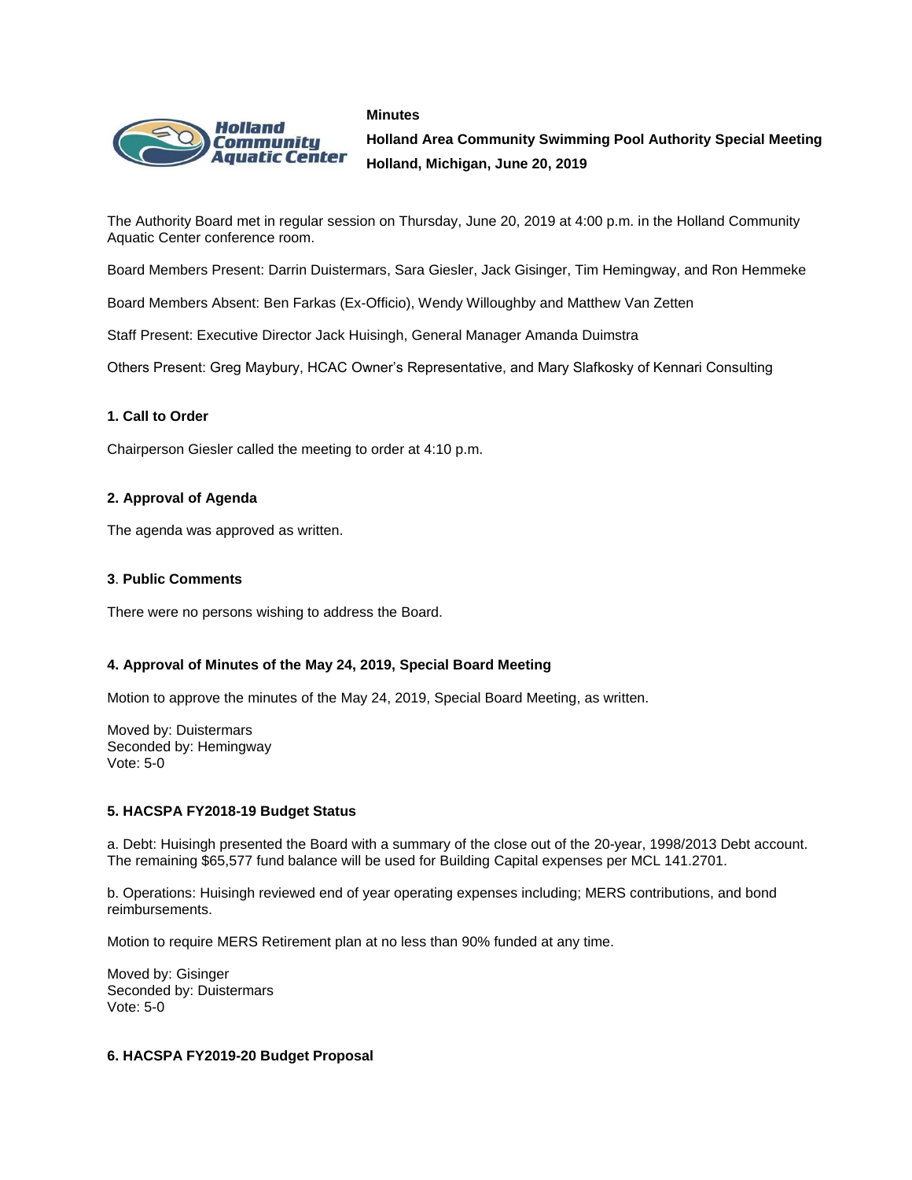**Minutes**

**Holland Area Community Swimming Pool Authority Special Meeting**

**Holland, Michigan, June 20, 2019**

The Authority Board met in regular session on Thursday, June 20, 2019 at 4:00 p.m. in the Holland Community Aquatic Center conference room.

Board Members Present: Darrin Duistermars, Sara Giesler, Jack Gisinger, Tim Hemingway, and Ron Hemmeke

Board Members Absent: Ben Farkas (Ex-Officio), Wendy Willoughby and Matthew Van Zetten

Staff Present: Executive Director Jack Huisingh, General Manager Amanda Duimstra

Others Present: Greg Maybury, HCAC Owner's Representative, and Mary Slafkosky of Kennari Consulting

### 1. Call to Order

Chairperson Giesler called the meeting to order at 4:10 p.m.

### 2. Approval of Agenda

The agenda was approved as written.

### 3. Public Comments

There were no persons wishing to address the Board.

### 4. Approval of Minutes of the May 24, 2019, Special Board Meeting

Motion to approve the minutes of the May 24, 2019, Special Board Meeting, as written.

Moved by: Duistermars
Seconded by: Hemingway
Vote: 5-0

### 5. HACSPA FY2018-19 Budget Status

a. Debt: Huisingh presented the Board with a summary of the close out of the 20-year, 1998/2013 Debt account. The remaining $65,577 fund balance will be used for Building Capital expenses per MCL 141.2701.

b. Operations: Huisingh reviewed end of year operating expenses including; MERS contributions, and bond reimbursements.

Motion to require MERS Retirement plan at no less than 90% funded at any time.

Moved by: Gisinger
Seconded by: Duistermars
Vote: 5-0

### 6. HACSPA FY2019-20 Budget Proposal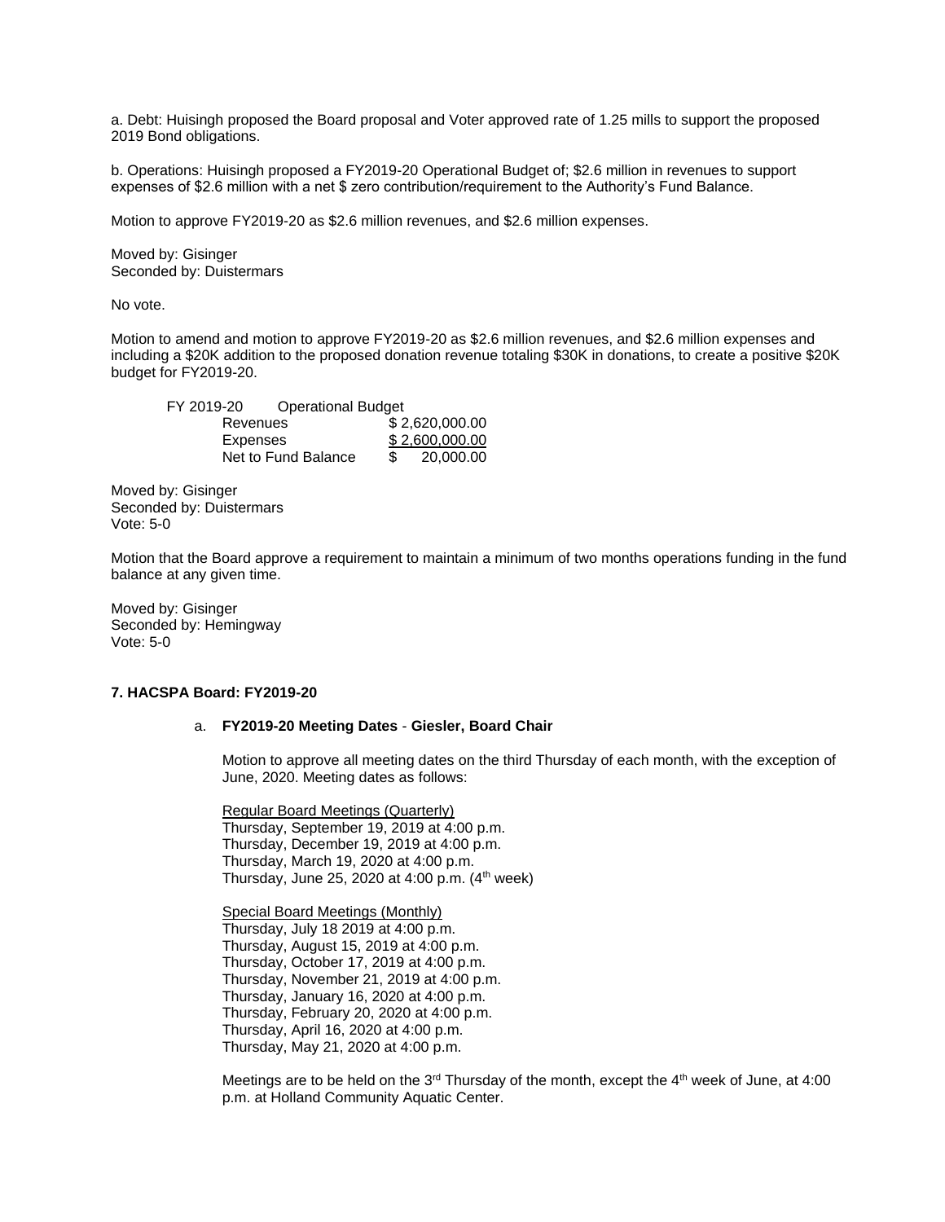a. Debt: Huisingh proposed the Board proposal and Voter approved rate of 1.25 mills to support the proposed 2019 Bond obligations.

b. Operations: Huisingh proposed a FY2019-20 Operational Budget of; $2.6 million in revenues to support expenses of $2.6 million with a net $ zero contribution/requirement to the Authority's Fund Balance.

Motion to approve FY2019-20 as $2.6 million revenues, and $2.6 million expenses.

Moved by: Gisinger
Seconded by: Duistermars

No vote.

Motion to amend and motion to approve FY2019-20 as $2.6 million revenues, and $2.6 million expenses and including a $20K addition to the proposed donation revenue totaling $30K in donations, to create a positive $20K budget for FY2019-20.

| FY 2019-20 Operational Budget | |
|---|---|
| Revenues | $ 2,620,000.00 |
| Expenses | $ 2,600,000.00 |
| Net to Fund Balance | $ 20,000.00 |

Moved by: Gisinger
Seconded by: Duistermars
Vote: 5-0

Motion that the Board approve a requirement to maintain a minimum of two months operations funding in the fund balance at any given time.

Moved by: Gisinger
Seconded by: Hemingway
Vote: 5-0

**7. HACSPA Board: FY2019-20**

a. **FY2019-20 Meeting Dates** - **Giesler, Board Chair**

Motion to approve all meeting dates on the third Thursday of each month, with the exception of June, 2020. Meeting dates as follows:

<u>Regular Board Meetings (Quarterly)</u>
Thursday, September 19, 2019 at 4:00 p.m.
Thursday, December 19, 2019 at 4:00 p.m.
Thursday, March 19, 2020 at 4:00 p.m.
Thursday, June 25, 2020 at 4:00 p.m. (4th week)

<u>Special Board Meetings (Monthly)</u>
Thursday, July 18 2019 at 4:00 p.m.
Thursday, August 15, 2019 at 4:00 p.m.
Thursday, October 17, 2019 at 4:00 p.m.
Thursday, November 21, 2019 at 4:00 p.m.
Thursday, January 16, 2020 at 4:00 p.m.
Thursday, February 20, 2020 at 4:00 p.m.
Thursday, April 16, 2020 at 4:00 p.m.
Thursday, May 21, 2020 at 4:00 p.m.

Meetings are to be held on the 3rd Thursday of the month, except the 4th week of June, at 4:00 p.m. at Holland Community Aquatic Center.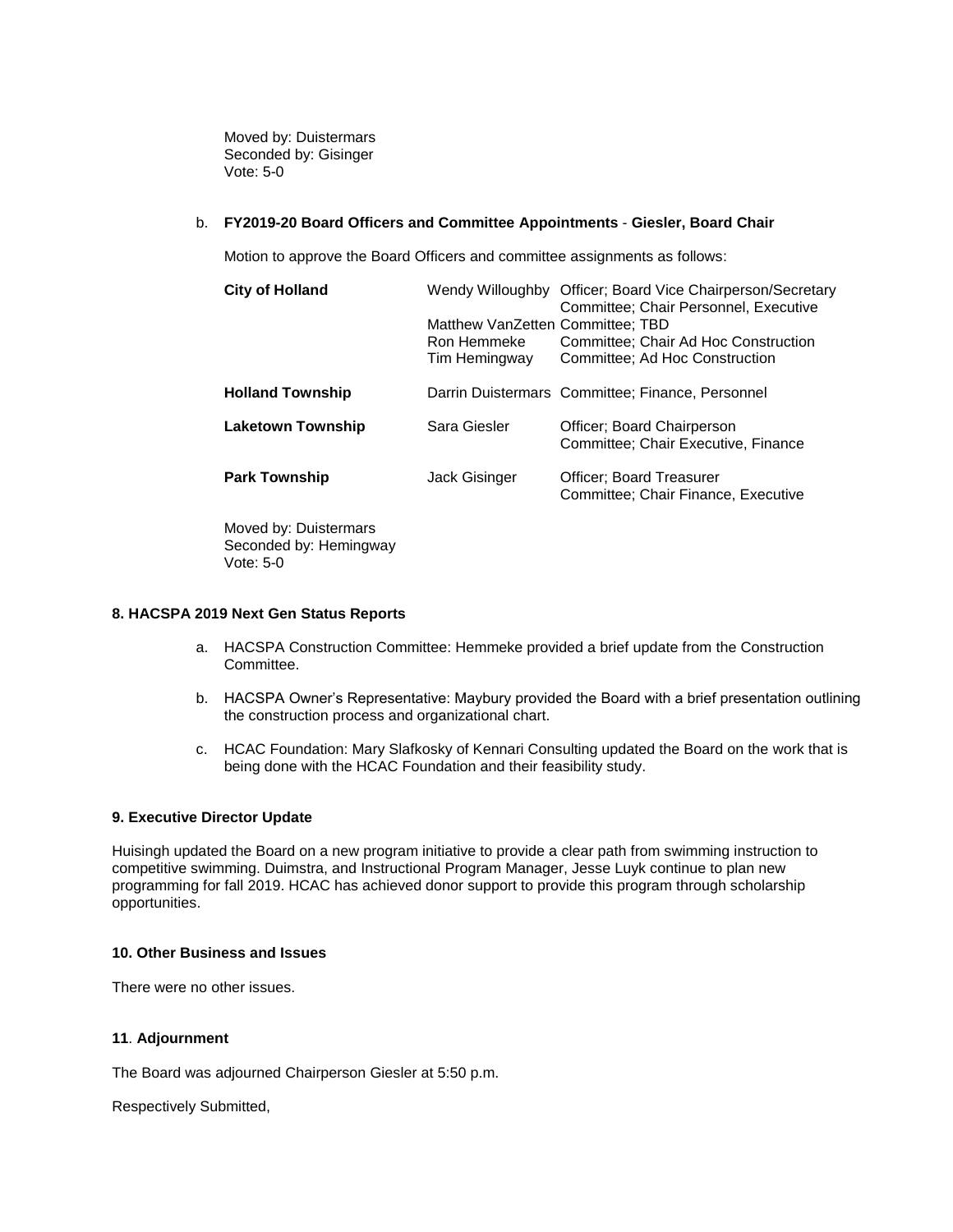Moved by: Duistermars
Seconded by: Gisinger
Vote: 5-0

b. **FY2019-20 Board Officers and Committee Appointments** - **Giesler, Board Chair**

Motion to approve the Board Officers and committee assignments as follows:

| | | |
|---|---|---|
| **City of Holland** | Wendy Willoughby | Officer; Board Vice Chairperson/Secretary Committee; Chair Personnel, Executive |
| | Matthew VanZetten | Committee; TBD |
| | Ron Hemmeke | Committee; Chair Ad Hoc Construction |
| | Tim Hemingway | Committee; Ad Hoc Construction |
| **Holland Township** | Darrin Duistermars | Committee; Finance, Personnel |
| **Laketown Township** | Sara Giesler | Officer; Board Chairperson Committee; Chair Executive, Finance |
| **Park Township** | Jack Gisinger | Officer; Board Treasurer Committee; Chair Finance, Executive |

Moved by: Duistermars
Seconded by: Hemingway
Vote: 5-0

### 8. HACSPA 2019 Next Gen Status Reports

a. HACSPA Construction Committee: Hemmeke provided a brief update from the Construction Committee.

b. HACSPA Owner's Representative: Maybury provided the Board with a brief presentation outlining the construction process and organizational chart.

c. HCAC Foundation: Mary Slafkosky of Kennari Consulting updated the Board on the work that is being done with the HCAC Foundation and their feasibility study.

### 9. Executive Director Update

Huisingh updated the Board on a new program initiative to provide a clear path from swimming instruction to competitive swimming. Duimstra, and Instructional Program Manager, Jesse Luyk continue to plan new programming for fall 2019. HCAC has achieved donor support to provide this program through scholarship opportunities.

### 10. Other Business and Issues

There were no other issues.

### 11. Adjournment

The Board was adjourned Chairperson Giesler at 5:50 p.m.

Respectively Submitted,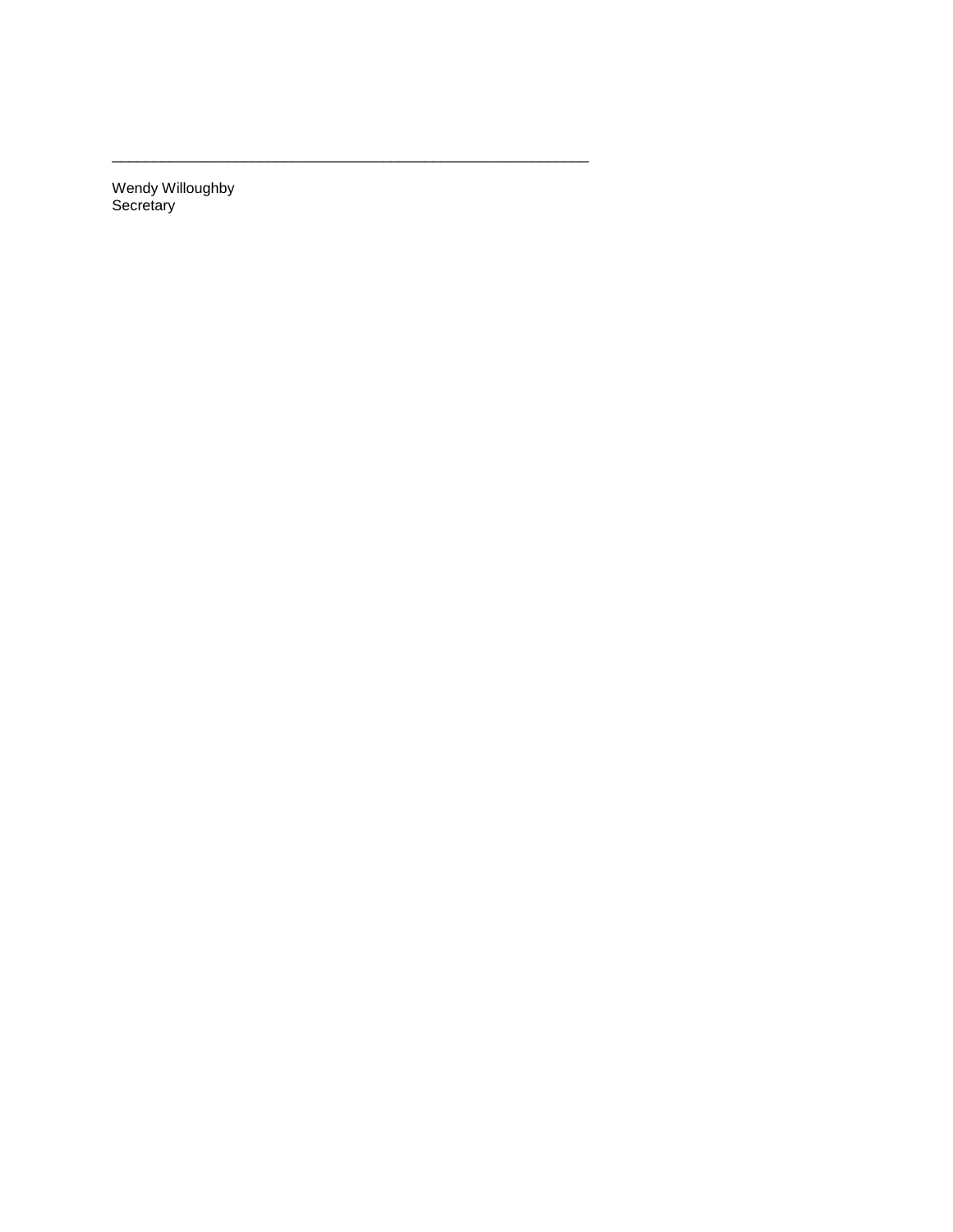\_\_\_\_\_\_\_\_\_\_\_\_\_\_\_\_\_\_\_\_\_\_\_\_\_\_\_\_\_\_\_\_\_\_\_\_\_\_\_\_\_\_\_\_\_\_\_\_\_\_\_\_

Wendy Willoughby
Secretary